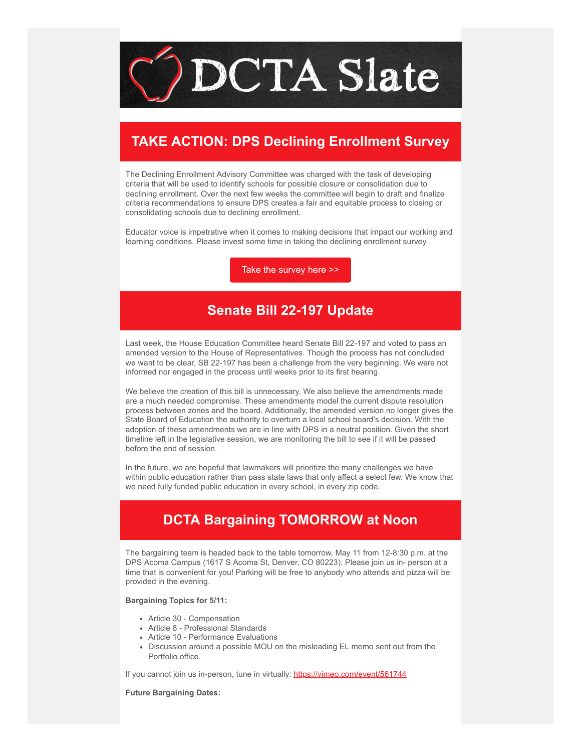# DCTA Slate

## TAKE ACTION: DPS Declining Enrollment Survey

The Declining Enrollment Advisory Committee was charged with the task of developing criteria that will be used to identify schools for possible closure or consolidation due to declining enrollment. Over the next few weeks the committee will begin to draft and finalize criteria recommendations to ensure DPS creates a fair and equitable process to closing or consolidating schools due to declining enrollment.

Educator voice is impetrative when it comes to making decisions that impact our working and learning conditions. Please invest some time in taking the declining enrollment survey.

Take the survey here >>

## Senate Bill 22-197 Update

Last week, the House Education Committee heard Senate Bill 22-197 and voted to pass an amended version to the House of Representatives. Though the process has not concluded we want to be clear, SB 22-197 has been a challenge from the very beginning. We were not informed nor engaged in the process until weeks prior to its first hearing.

We believe the creation of this bill is unnecessary. We also believe the amendments made are a much needed compromise. These amendments model the current dispute resolution process between zones and the board. Additionally, the amended version no longer gives the State Board of Education the authority to overturn a local school board's decision. With the adoption of these amendments we are in line with DPS in a neutral position. Given the short timeline left in the legislative session, we are monitoring the bill to see if it will be passed before the end of session.

In the future, we are hopeful that lawmakers will prioritize the many challenges we have within public education rather than pass state laws that only affect a select few. We know that we need fully funded public education in every school, in every zip code.

## DCTA Bargaining TOMORROW at Noon

The bargaining team is headed back to the table tomorrow, May 11 from 12-8:30 p.m. at the DPS Acoma Campus (1617 S Acoma St, Denver, CO 80223). Please join us in- person at a time that is convenient for you! Parking will be free to anybody who attends and pizza will be provided in the evening.

**Bargaining Topics for 5/11:**

- Article 30 - Compensation
- Article 8 - Professional Standards
- Article 10 - Performance Evaluations
- Discussion around a possible MOU on the misleading EL memo sent out from the Portfolio office.

If you cannot join us in-person, tune in virtually: https://vimeo.com/event/561744

**Future Bargaining Dates:**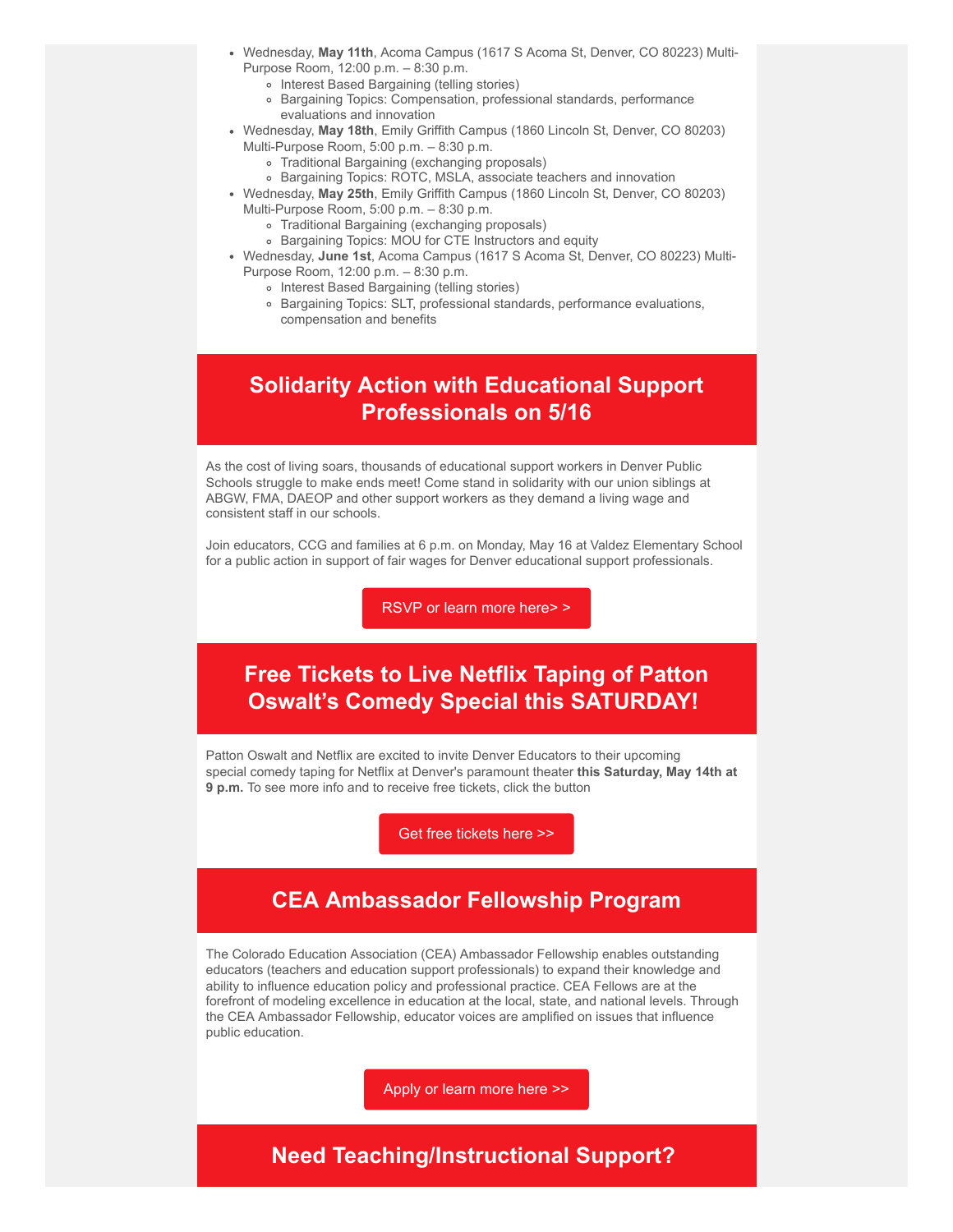- Wednesday, **May 11th**, Acoma Campus (1617 S Acoma St, Denver, CO 80223) Multi-Purpose Room, 12:00 p.m. – 8:30 p.m.
  - Interest Based Bargaining (telling stories)
  - Bargaining Topics: Compensation, professional standards, performance evaluations and innovation
- Wednesday, **May 18th**, Emily Griffith Campus (1860 Lincoln St, Denver, CO 80203) Multi-Purpose Room, 5:00 p.m. – 8:30 p.m.
  - Traditional Bargaining (exchanging proposals)
  - Bargaining Topics: ROTC, MSLA, associate teachers and innovation
- Wednesday, **May 25th**, Emily Griffith Campus (1860 Lincoln St, Denver, CO 80203) Multi-Purpose Room, 5:00 p.m. – 8:30 p.m.
  - Traditional Bargaining (exchanging proposals)
  - Bargaining Topics: MOU for CTE Instructors and equity
- Wednesday, **June 1st**, Acoma Campus (1617 S Acoma St, Denver, CO 80223) Multi-Purpose Room, 12:00 p.m. – 8:30 p.m.
  - Interest Based Bargaining (telling stories)
  - Bargaining Topics: SLT, professional standards, performance evaluations, compensation and benefits

## Solidarity Action with Educational Support Professionals on 5/16

As the cost of living soars, thousands of educational support workers in Denver Public Schools struggle to make ends meet! Come stand in solidarity with our union siblings at ABGW, FMA, DAEOP and other support workers as they demand a living wage and consistent staff in our schools.

Join educators, CCG and families at 6 p.m. on Monday, May 16 at Valdez Elementary School for a public action in support of fair wages for Denver educational support professionals.

RSVP or learn more here> >

## Free Tickets to Live Netflix Taping of Patton Oswalt's Comedy Special this SATURDAY!

Patton Oswalt and Netflix are excited to invite Denver Educators to their upcoming special comedy taping for Netflix at Denver's paramount theater **this Saturday, May 14th at 9 p.m.** To see more info and to receive free tickets, click the button

Get free tickets here >>

## CEA Ambassador Fellowship Program

The Colorado Education Association (CEA) Ambassador Fellowship enables outstanding educators (teachers and education support professionals) to expand their knowledge and ability to influence education policy and professional practice. CEA Fellows are at the forefront of modeling excellence in education at the local, state, and national levels. Through the CEA Ambassador Fellowship, educator voices are amplified on issues that influence public education.

Apply or learn more here >>

## Need Teaching/Instructional Support?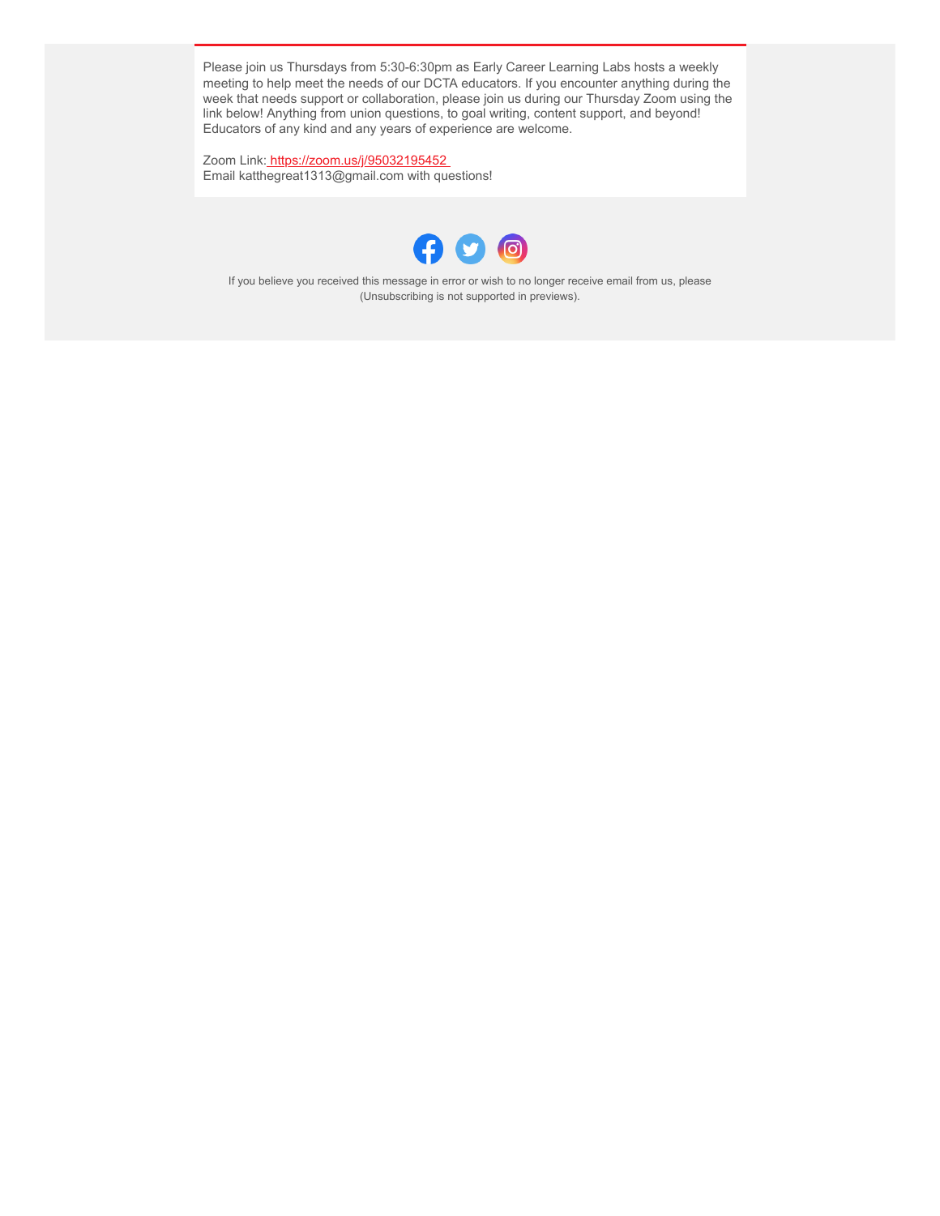Please join us Thursdays from 5:30-6:30pm as Early Career Learning Labs hosts a weekly meeting to help meet the needs of our DCTA educators. If you encounter anything during the week that needs support or collaboration, please join us during our Thursday Zoom using the link below! Anything from union questions, to goal writing, content support, and beyond! Educators of any kind and any years of experience are welcome.

Zoom Link: https://zoom.us/j/95032195452
Email katthegreat1313@gmail.com with questions!

If you believe you received this message in error or wish to no longer receive email from us, please (Unsubscribing is not supported in previews).